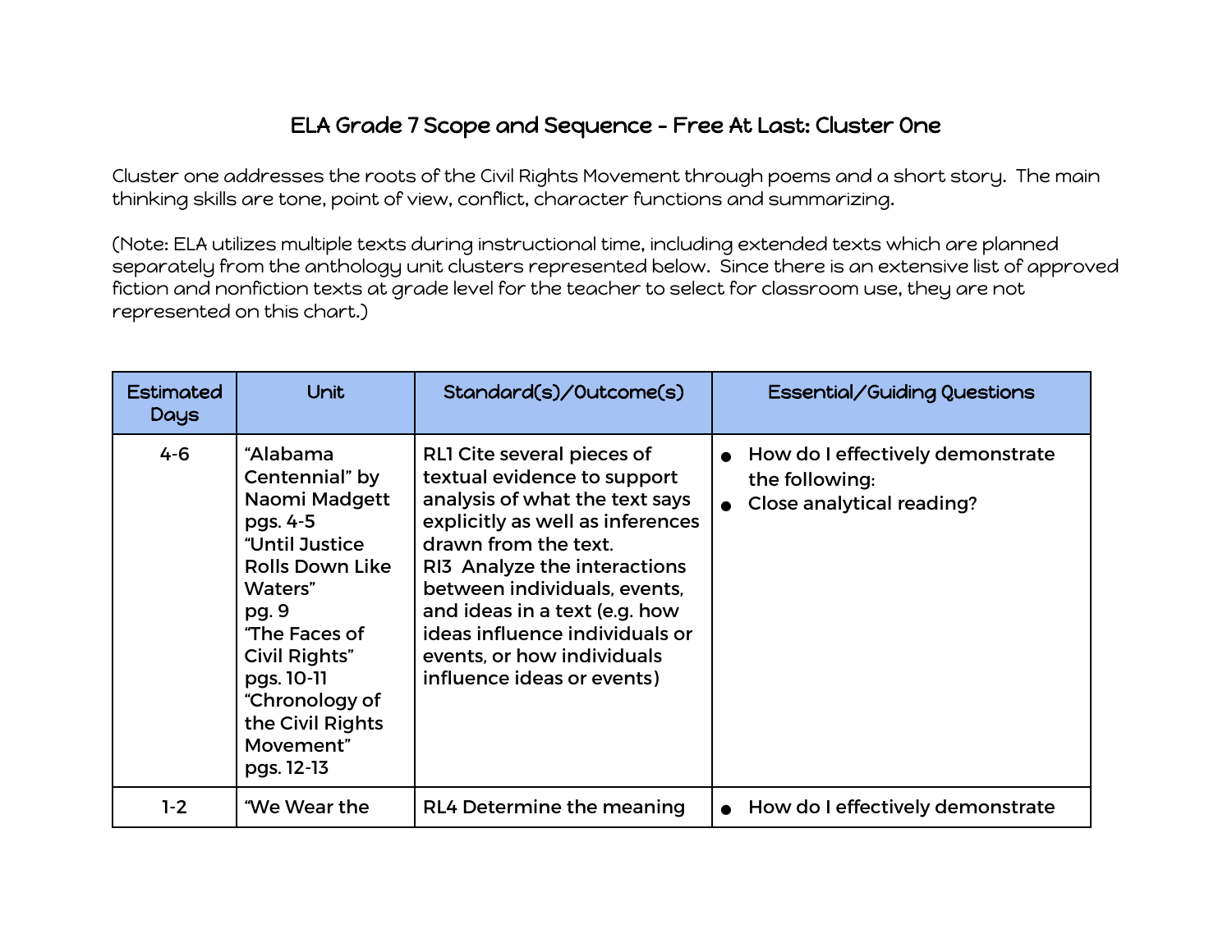# ELA Grade 7 Scope and Sequence - Free At Last: Cluster One

Cluster one addresses the roots of the Civil Rights Movement through poems and a short story. The main thinking skills are tone, point of view, conflict, character functions and summarizing.

(Note: ELA utilizes multiple texts during instructional time, including extended texts which are planned separately from the anthology unit clusters represented below. Since there is an extensive list of approved fiction and nonfiction texts at grade level for the teacher to select for classroom use, they are not represented on this chart.)

| Estimated Days | Unit | Standard(s)/Outcome(s) | Essential/Guiding Questions |
|---|---|---|---|
| 4-6 | "Alabama Centennial" by Naomi Madgett pgs. 4-5<br>"Until Justice Rolls Down Like Waters" pg. 9<br>"The Faces of Civil Rights" pgs. 10-11<br>"Chronology of the Civil Rights Movement" pgs. 12-13 | RL1 Cite several pieces of textual evidence to support analysis of what the text says explicitly as well as inferences drawn from the text.<br>RI3 Analyze the interactions between individuals, events, and ideas in a text (e.g. how ideas influence individuals or events, or how individuals influence ideas or events) | • How do I effectively demonstrate the following:<br>• Close analytical reading? |
| 1-2 | "We Wear the | RL4 Determine the meaning | • How do I effectively demonstrate |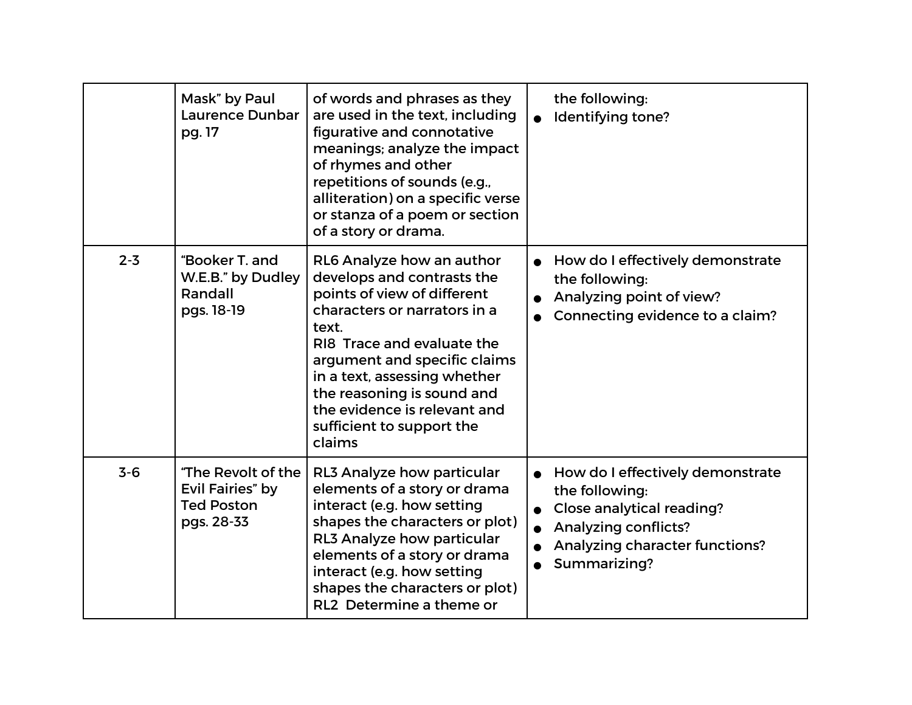| | | | |
|---|---|---|---|
| | Mask" by Paul Laurence Dunbar pg. 17 | of words and phrases as they are used in the text, including figurative and connotative meanings; analyze the impact of rhymes and other repetitions of sounds (e.g., alliteration) on a specific verse or stanza of a poem or section of a story or drama. | the following:<br>● Identifying tone? |
| 2-3 | "Booker T. and W.E.B." by Dudley Randall pgs. 18-19 | RL6 Analyze how an author develops and contrasts the points of view of different characters or narrators in a text.<br>RI8 Trace and evaluate the argument and specific claims in a text, assessing whether the reasoning is sound and the evidence is relevant and sufficient to support the claims | ● How do I effectively demonstrate the following:<br>● Analyzing point of view?<br>● Connecting evidence to a claim? |
| 3-6 | "The Revolt of the Evil Fairies" by Ted Poston pgs. 28-33 | RL3 Analyze how particular elements of a story or drama interact (e.g. how setting shapes the characters or plot)<br>RL3 Analyze how particular elements of a story or drama interact (e.g. how setting shapes the characters or plot)<br>RL2 Determine a theme or | ● How do I effectively demonstrate the following:<br>● Close analytical reading?<br>● Analyzing conflicts?<br>● Analyzing character functions?<br>● Summarizing? |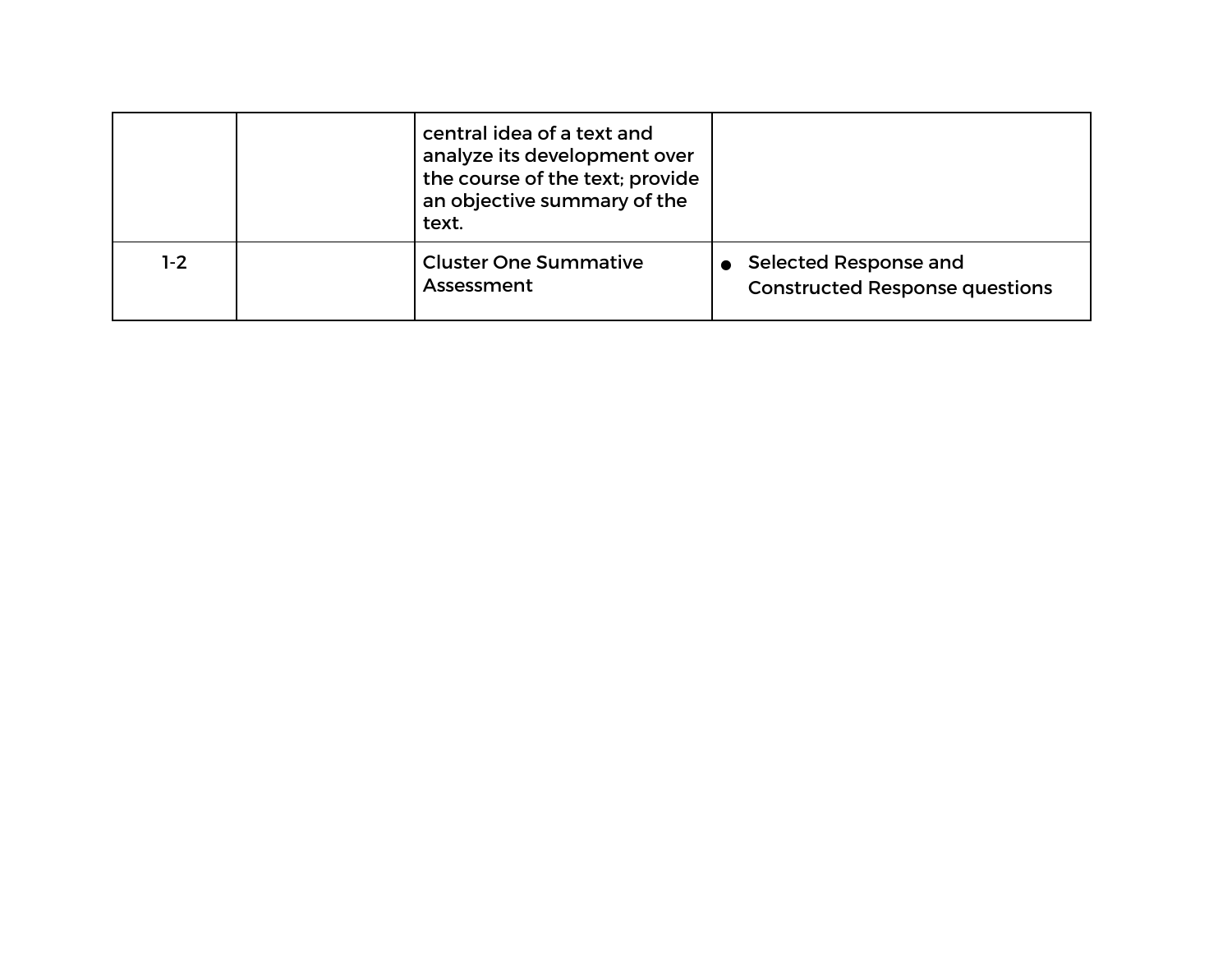| | | | |
|---|---|---|---|
| | | central idea of a text and analyze its development over the course of the text; provide an objective summary of the text. | |
| 1-2 | | Cluster One Summative Assessment | • Selected Response and Constructed Response questions |